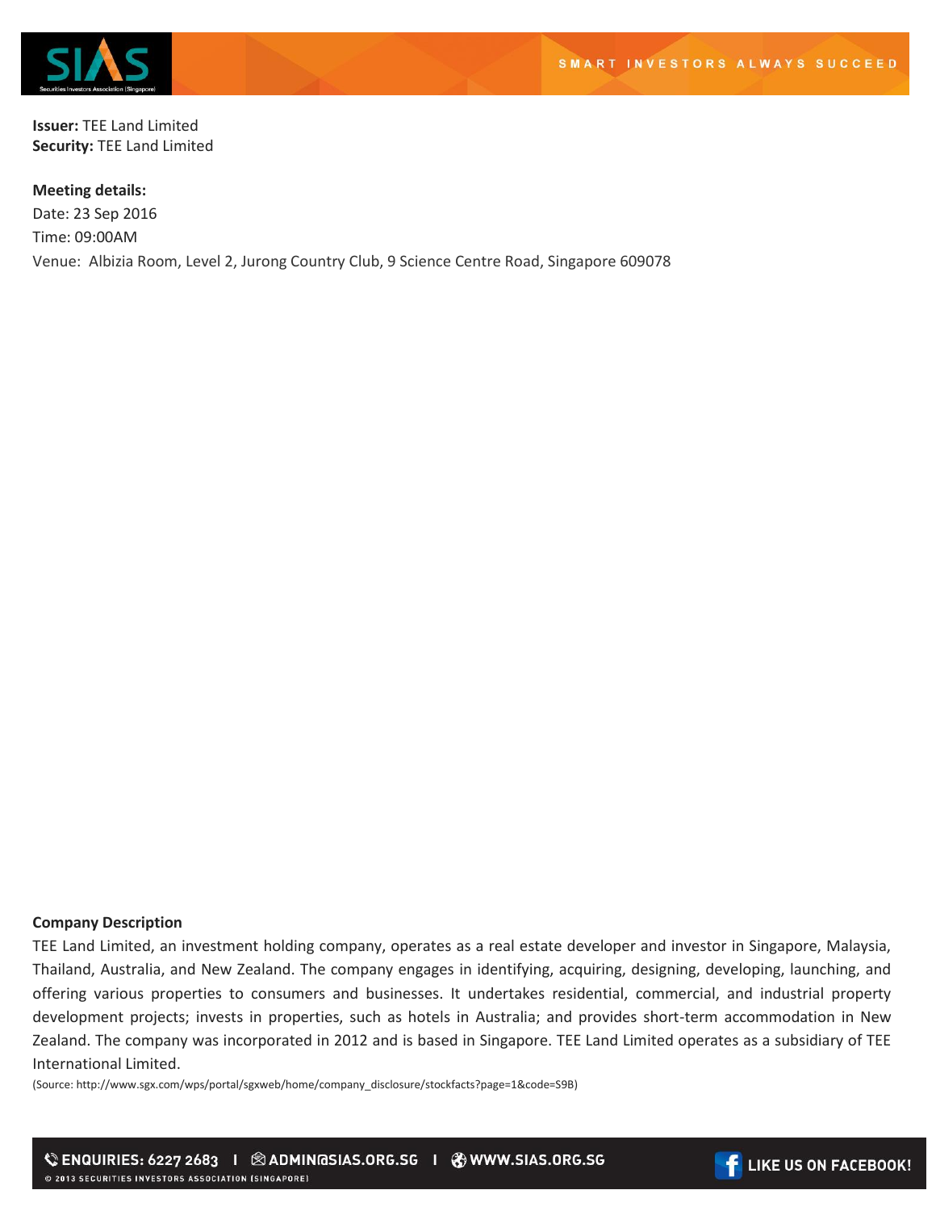**Issuer:** TEE Land Limited
**Security:** TEE Land Limited

**Meeting details:**
Date: 23 Sep 2016
Time: 09:00AM
Venue: Albizia Room, Level 2, Jurong Country Club, 9 Science Centre Road, Singapore 609078

**Company Description**

TEE Land Limited, an investment holding company, operates as a real estate developer and investor in Singapore, Malaysia, Thailand, Australia, and New Zealand. The company engages in identifying, acquiring, designing, developing, launching, and offering various properties to consumers and businesses. It undertakes residential, commercial, and industrial property development projects; invests in properties, such as hotels in Australia; and provides short-term accommodation in New Zealand. The company was incorporated in 2012 and is based in Singapore. TEE Land Limited operates as a subsidiary of TEE International Limited.

(Source: http://www.sgx.com/wps/portal/sgxweb/home/company_disclosure/stockfacts?page=1&code=S9B)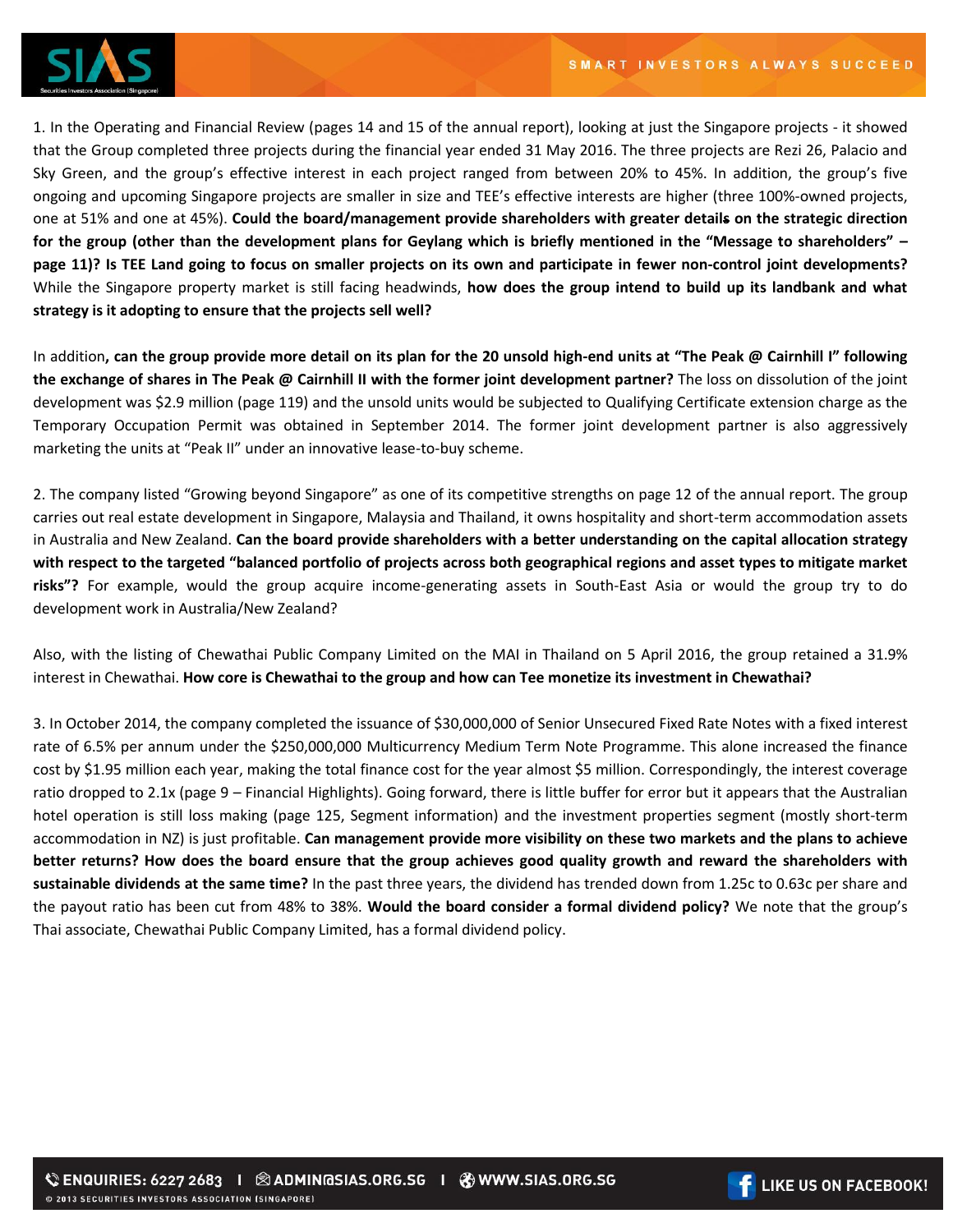1. In the Operating and Financial Review (pages 14 and 15 of the annual report), looking at just the Singapore projects - it showed that the Group completed three projects during the financial year ended 31 May 2016. The three projects are Rezi 26, Palacio and Sky Green, and the group's effective interest in each project ranged from between 20% to 45%. In addition, the group's five ongoing and upcoming Singapore projects are smaller in size and TEE's effective interests are higher (three 100%-owned projects, one at 51% and one at 45%). **Could the board/management provide shareholders with greater details on the strategic direction for the group (other than the development plans for Geylang which is briefly mentioned in the "Message to shareholders" – page 11)? Is TEE Land going to focus on smaller projects on its own and participate in fewer non-control joint developments?** While the Singapore property market is still facing headwinds, **how does the group intend to build up its landbank and what strategy is it adopting to ensure that the projects sell well?**

In addition**, can the group provide more detail on its plan for the 20 unsold high-end units at "The Peak @ Cairnhill I" following the exchange of shares in The Peak @ Cairnhill II with the former joint development partner?** The loss on dissolution of the joint development was $2.9 million (page 119) and the unsold units would be subjected to Qualifying Certificate extension charge as the Temporary Occupation Permit was obtained in September 2014. The former joint development partner is also aggressively marketing the units at "Peak II" under an innovative lease-to-buy scheme.

2. The company listed "Growing beyond Singapore" as one of its competitive strengths on page 12 of the annual report. The group carries out real estate development in Singapore, Malaysia and Thailand, it owns hospitality and short-term accommodation assets in Australia and New Zealand. **Can the board provide shareholders with a better understanding on the capital allocation strategy with respect to the targeted "balanced portfolio of projects across both geographical regions and asset types to mitigate market risks"?** For example, would the group acquire income-generating assets in South-East Asia or would the group try to do development work in Australia/New Zealand?

Also, with the listing of Chewathai Public Company Limited on the MAI in Thailand on 5 April 2016, the group retained a 31.9% interest in Chewathai. **How core is Chewathai to the group and how can Tee monetize its investment in Chewathai?**

3. In October 2014, the company completed the issuance of $30,000,000 of Senior Unsecured Fixed Rate Notes with a fixed interest rate of 6.5% per annum under the $250,000,000 Multicurrency Medium Term Note Programme. This alone increased the finance cost by $1.95 million each year, making the total finance cost for the year almost $5 million. Correspondingly, the interest coverage ratio dropped to 2.1x (page 9 – Financial Highlights). Going forward, there is little buffer for error but it appears that the Australian hotel operation is still loss making (page 125, Segment information) and the investment properties segment (mostly short-term accommodation in NZ) is just profitable. **Can management provide more visibility on these two markets and the plans to achieve better returns? How does the board ensure that the group achieves good quality growth and reward the shareholders with sustainable dividends at the same time?** In the past three years, the dividend has trended down from 1.25c to 0.63c per share and the payout ratio has been cut from 48% to 38%. **Would the board consider a formal dividend policy?** We note that the group's Thai associate, Chewathai Public Company Limited, has a formal dividend policy.